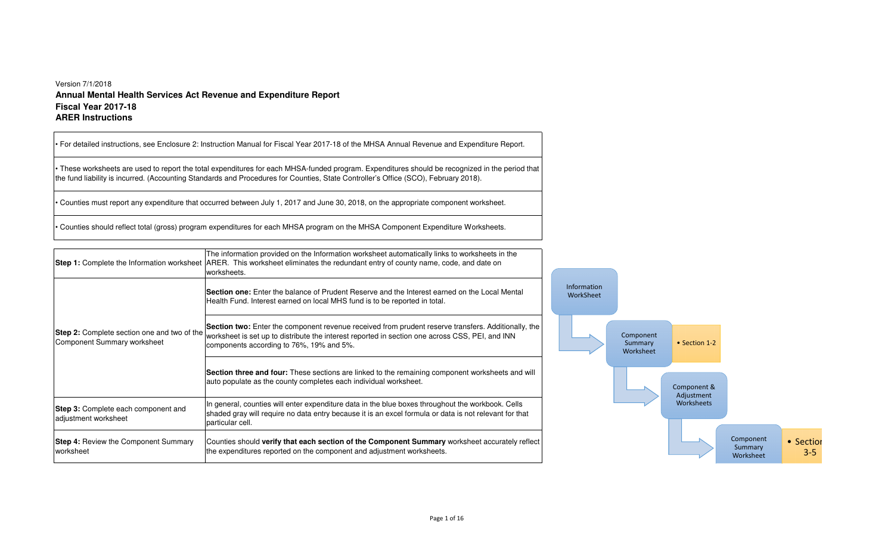Version 7/1/2018

**Annual Mental Health Services Act Revenue and Expenditure Report**
**Fiscal Year 2017-18**
**ARER Instructions**

| |
|---|
| • For detailed instructions, see Enclosure 2: Instruction Manual for Fiscal Year 2017-18 of the MHSA Annual Revenue and Expenditure Report. |
| • These worksheets are used to report the total expenditures for each MHSA-funded program. Expenditures should be recognized in the period that the fund liability is incurred. (Accounting Standards and Procedures for Counties, State Controller's Office (SCO), February 2018). |
| • Counties must report any expenditure that occurred between July 1, 2017 and June 30, 2018, on the appropriate component worksheet. |
| • Counties should reflect total (gross) program expenditures for each MHSA program on the MHSA Component Expenditure Worksheets. |

| | |
|---|---|
| **Step 1:** Complete the Information worksheet | The information provided on the Information worksheet automatically links to worksheets in the ARER. This worksheet eliminates the redundant entry of county name, code, and date on worksheets. |
| **Step 2:** Complete section one and two of the Component Summary worksheet | **Section one:** Enter the balance of Prudent Reserve and the Interest earned on the Local Mental Health Fund. Interest earned on local MHS fund is to be reported in total. |
| | **Section two:** Enter the component revenue received from prudent reserve transfers. Additionally, the worksheet is set up to distribute the interest reported in section one across CSS, PEI, and INN components according to 76%, 19% and 5%. |
| | **Section three and four:** These sections are linked to the remaining component worksheets and will auto populate as the county completes each individual worksheet. |
| **Step 3:** Complete each component and adjustment worksheet | In general, counties will enter expenditure data in the blue boxes throughout the workbook. Cells shaded gray will require no data entry because it is an excel formula or data is not relevant for that particular cell. |
| **Step 4:** Review the Component Summary worksheet | Counties should **verify that each section of the Component Summary** worksheet accurately reflect the expenditures reported on the component and adjustment worksheets. |

Information WorkSheet → Component Summary Worksheet (• Section 1-2) → Component & Adjustment Worksheets → Component Summary Worksheet (• Section 3-5)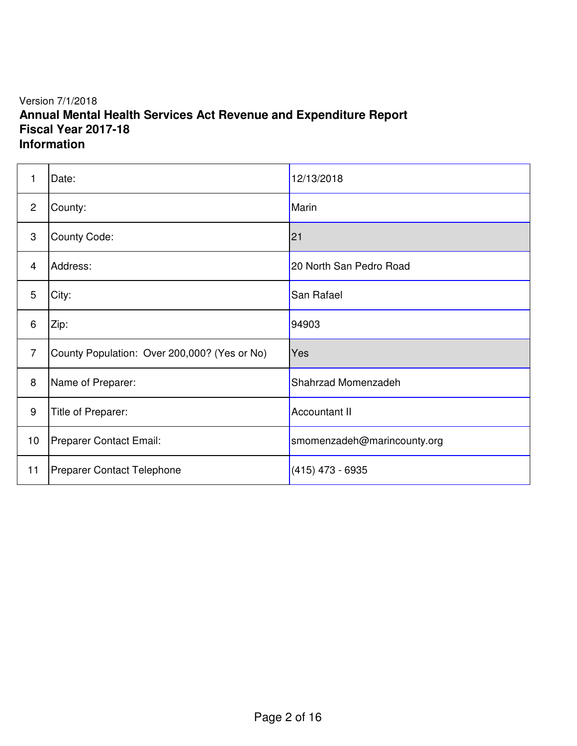Version 7/1/2018

**Annual Mental Health Services Act Revenue and Expenditure Report**
**Fiscal Year 2017-18**
**Information**

| | | |
|---|---|---|
| 1 | Date: | 12/13/2018 |
| 2 | County: | Marin |
| 3 | County Code: | 21 |
| 4 | Address: | 20 North San Pedro Road |
| 5 | City: | San Rafael |
| 6 | Zip: | 94903 |
| 7 | County Population: Over 200,000? (Yes or No) | Yes |
| 8 | Name of Preparer: | Shahrzad Momenzadeh |
| 9 | Title of Preparer: | Accountant II |
| 10 | Preparer Contact Email: | smomenzadeh@marincounty.org |
| 11 | Preparer Contact Telephone | (415) 473 - 6935 |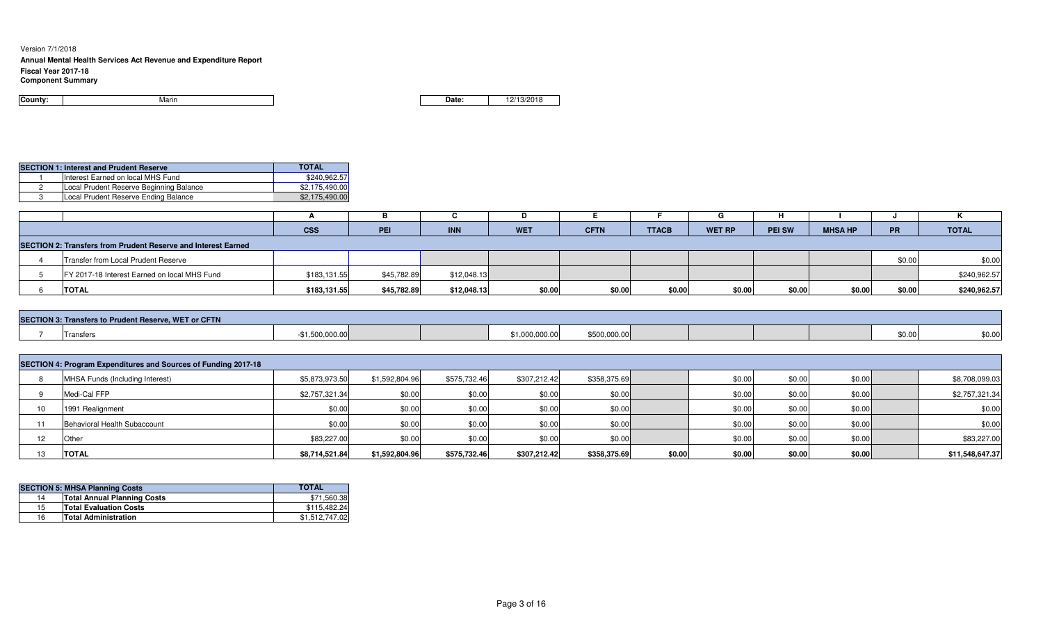Version 7/1/2018

**Annual Mental Health Services Act Revenue and Expenditure Report**

**Fiscal Year 2017-18**

**Component Summary**

| **County:** | Marin | **Date:** | 12/13/2018 |
|---|---|---|---|

| **SECTION 1: Interest and Prudent Reserve** | | **TOTAL** |
|---|---|---|
| 1 | Interest Earned on local MHS Fund | $240,962.57 |
| 2 | Local Prudent Reserve Beginning Balance | $2,175,490.00 |
| 3 | Local Prudent Reserve Ending Balance | $2,175,490.00 |

| | | A | B | C | D | E | F | G | H | I | J | K |
|---|---|---|---|---|---|---|---|---|---|---|---|---|
| | | **CSS** | **PEI** | **INN** | **WET** | **CFTN** | **TTACB** | **WET RP** | **PEI SW** | **MHSA HP** | **PR** | **TOTAL** |
| **SECTION 2: Transfers from Prudent Reserve and Interest Earned** | | | | | | | | | | | | |
| 4 | Transfer from Local Prudent Reserve | | | | | | | | | | $0.00 | $0.00 |
| 5 | FY 2017-18 Interest Earned on local MHS Fund | $183,131.55 | $45,782.89 | $12,048.13 | | | | | | | | $240,962.57 |
| 6 | **TOTAL** | **$183,131.55** | **$45,782.89** | **$12,048.13** | **$0.00** | **$0.00** | **$0.00** | **$0.00** | **$0.00** | **$0.00** | **$0.00** | **$240,962.57** |
| **SECTION 3: Transfers to Prudent Reserve, WET or CFTN** | | | | | | | | | | | | |
| 7 | Transfers | -$1,500,000.00 | | | $1,000,000.00 | $500,000.00 | | | | | $0.00 | $0.00 |
| **SECTION 4: Program Expenditures and Sources of Funding 2017-18** | | | | | | | | | | | | |
| 8 | MHSA Funds (Including Interest) | $5,873,973.50 | $1,592,804.96 | $575,732.46 | $307,212.42 | $358,375.69 | | $0.00 | $0.00 | $0.00 | | $8,708,099.03 |
| 9 | Medi-Cal FFP | $2,757,321.34 | $0.00 | $0.00 | $0.00 | $0.00 | | $0.00 | $0.00 | $0.00 | | $2,757,321.34 |
| 10 | 1991 Realignment | $0.00 | $0.00 | $0.00 | $0.00 | $0.00 | | $0.00 | $0.00 | $0.00 | | $0.00 |
| 11 | Behavioral Health Subaccount | $0.00 | $0.00 | $0.00 | $0.00 | $0.00 | | $0.00 | $0.00 | $0.00 | | $0.00 |
| 12 | Other | $83,227.00 | $0.00 | $0.00 | $0.00 | $0.00 | | $0.00 | $0.00 | $0.00 | | $83,227.00 |
| 13 | **TOTAL** | **$8,714,521.84** | **$1,592,804.96** | **$575,732.46** | **$307,212.42** | **$358,375.69** | **$0.00** | **$0.00** | **$0.00** | **$0.00** | | **$11,548,647.37** |

| **SECTION 5: MHSA Planning Costs** | | **TOTAL** |
|---|---|---|
| 14 | **Total Annual Planning Costs** | $71,560.38 |
| 15 | **Total Evaluation Costs** | $115,482.24 |
| 16 | **Total Administration** | $1,512,747.02 |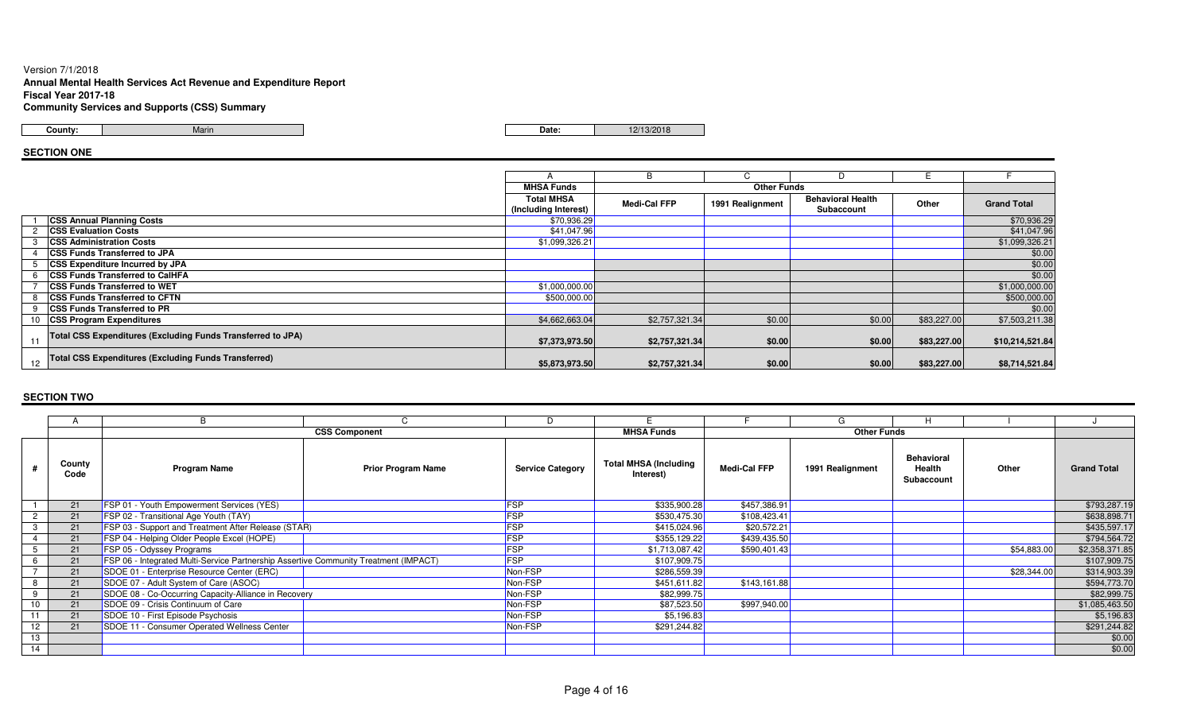Version 7/1/2018

**Annual Mental Health Services Act Revenue and Expenditure Report**
**Fiscal Year 2017-18**
**Community Services and Supports (CSS) Summary**

| County: | Marin | Date: | 12/13/2018 |
|---|---|---|---|

## SECTION ONE

| | | A | B | C | D | E | F |
|---|---|---|---|---|---|---|---|
| | | MHSA Funds | Other Funds | | | | |
| | | Total MHSA (Including Interest) | Medi-Cal FFP | 1991 Realignment | Behavioral Health Subaccount | Other | Grand Total |
| 1 | CSS Annual Planning Costs | $70,936.29 | | | | | $70,936.29 |
| 2 | CSS Evaluation Costs | $41,047.96 | | | | | $41,047.96 |
| 3 | CSS Administration Costs | $1,099,326.21 | | | | | $1,099,326.21 |
| 4 | CSS Funds Transferred to JPA | | | | | | $0.00 |
| 5 | CSS Expenditure Incurred by JPA | | | | | | $0.00 |
| 6 | CSS Funds Transferred to CalHFA | | | | | | $0.00 |
| 7 | CSS Funds Transferred to WET | $1,000,000.00 | | | | | $1,000,000.00 |
| 8 | CSS Funds Transferred to CFTN | $500,000.00 | | | | | $500,000.00 |
| 9 | CSS Funds Transferred to PR | | | | | | $0.00 |
| 10 | CSS Program Expenditures | $4,662,663.04 | $2,757,321.34 | $0.00 | $0.00 | $83,227.00 | $7,503,211.38 |
| 11 | Total CSS Expenditures (Excluding Funds Transferred to JPA) | $7,373,973.50 | $2,757,321.34 | $0.00 | $0.00 | $83,227.00 | $10,214,521.84 |
| 12 | Total CSS Expenditures (Excluding Funds Transferred) | $5,873,973.50 | $2,757,321.34 | $0.00 | $0.00 | $83,227.00 | $8,714,521.84 |

## SECTION TWO

| | A | B | C | D | E | F | G | H | I | J |
|---|---|---|---|---|---|---|---|---|---|---|
| | | CSS Component | | | MHSA Funds | Other Funds | | | | |
| # | County Code | Program Name | Prior Program Name | Service Category | Total MHSA (Including Interest) | Medi-Cal FFP | 1991 Realignment | Behavioral Health Subaccount | Other | Grand Total |
| 1 | 21 | FSP 01 - Youth Empowerment Services (YES) | | FSP | $335,900.28 | $457,386.91 | | | | $793,287.19 |
| 2 | 21 | FSP 02 - Transitional Age Youth (TAY) | | FSP | $530,475.30 | $108,423.41 | | | | $638,898.71 |
| 3 | 21 | FSP 03 - Support and Treatment After Release (STAR) | | FSP | $415,024.96 | $20,572.21 | | | | $435,597.17 |
| 4 | 21 | FSP 04 - Helping Older People Excel (HOPE) | | FSP | $355,129.22 | $439,435.50 | | | | $794,564.72 |
| 5 | 21 | FSP 05 - Odyssey Programs | | FSP | $1,713,087.42 | $590,401.43 | | | $54,883.00 | $2,358,371.85 |
| 6 | 21 | FSP 06 - Integrated Multi-Service Partnership Assertive Community Treatment (IMPACT) | | FSP | $107,909.75 | | | | | $107,909.75 |
| 7 | 21 | SDOE 01 - Enterprise Resource Center (ERC) | | Non-FSP | $286,559.39 | | | | $28,344.00 | $314,903.39 |
| 8 | 21 | SDOE 07 - Adult System of Care (ASOC) | | Non-FSP | $451,611.82 | $143,161.88 | | | | $594,773.70 |
| 9 | 21 | SDOE 08 - Co-Occurring Capacity-Alliance in Recovery | | Non-FSP | $82,999.75 | | | | | $82,999.75 |
| 10 | 21 | SDOE 09 - Crisis Continuum of Care | | Non-FSP | $87,523.50 | $997,940.00 | | | | $1,085,463.50 |
| 11 | 21 | SDOE 10 - First Episode Psychosis | | Non-FSP | $5,196.83 | | | | | $5,196.83 |
| 12 | 21 | SDOE 11 - Consumer Operated Wellness Center | | Non-FSP | $291,244.82 | | | | | $291,244.82 |
| 13 | | | | | | | | | | $0.00 |
| 14 | | | | | | | | | | $0.00 |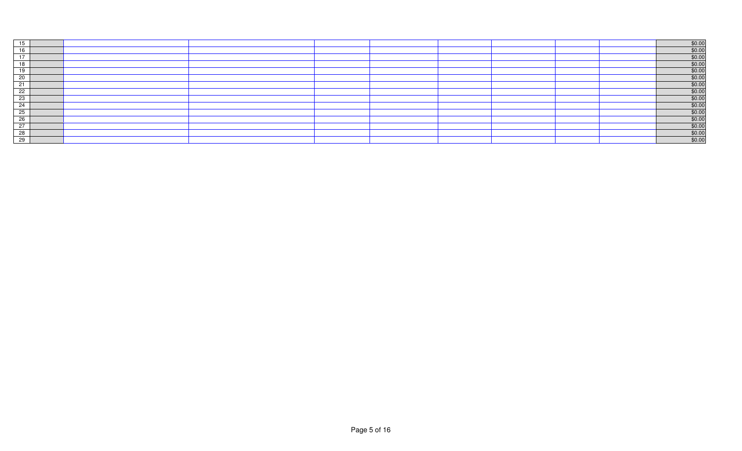| | | | | | | | | | | |
|---|---|---|---|---|---|---|---|---|---|---|
| 15 | | | | | | | | | | $0.00 |
| 16 | | | | | | | | | | $0.00 |
| 17 | | | | | | | | | | $0.00 |
| 18 | | | | | | | | | | $0.00 |
| 19 | | | | | | | | | | $0.00 |
| 20 | | | | | | | | | | $0.00 |
| 21 | | | | | | | | | | $0.00 |
| 22 | | | | | | | | | | $0.00 |
| 23 | | | | | | | | | | $0.00 |
| 24 | | | | | | | | | | $0.00 |
| 25 | | | | | | | | | | $0.00 |
| 26 | | | | | | | | | | $0.00 |
| 27 | | | | | | | | | | $0.00 |
| 28 | | | | | | | | | | $0.00 |
| 29 | | | | | | | | | | $0.00 |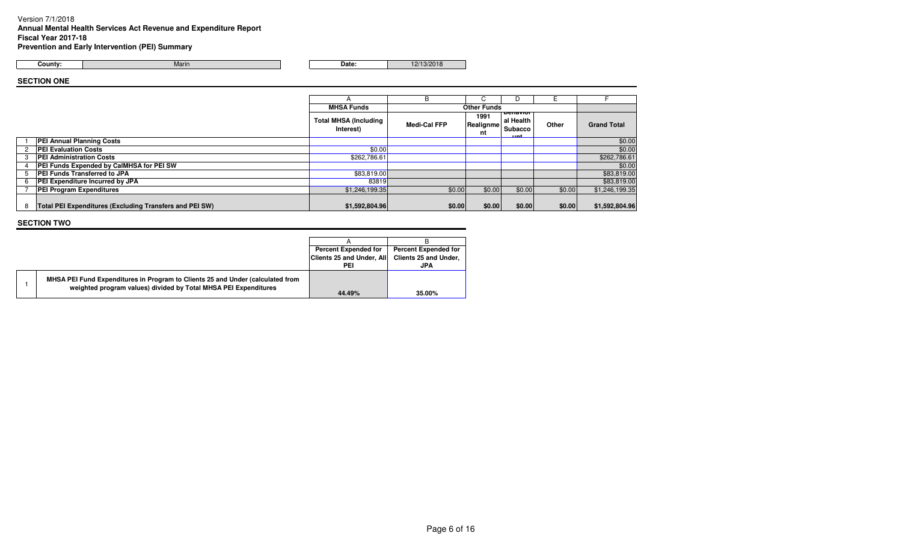Version 7/1/2018

**Annual Mental Health Services Act Revenue and Expenditure Report**

**Fiscal Year 2017-18**

**Prevention and Early Intervention (PEI) Summary**

| County: | Marin | Date: | 12/13/2018 |
|---|---|---|---|

## SECTION ONE

| | | A | B | C | D | E | F |
|---|---|---|---|---|---|---|---|
| | | **MHSA Funds** | **Other Funds** | | | | |
| | | **Total MHSA (Including Interest)** | **Medi-Cal FFP** | **1991 Realignment** | **Behavioral Health Subaccount** | **Other** | **Grand Total** |
| 1 | **PEI Annual Planning Costs** | | | | | | $0.00 |
| 2 | **PEI Evaluation Costs** | $0.00 | | | | | $0.00 |
| 3 | **PEI Administration Costs** | $262,786.61 | | | | | $262,786.61 |
| 4 | **PEI Funds Expended by CalMHSA for PEI SW** | | | | | | $0.00 |
| 5 | **PEI Funds Transferred to JPA** | $83,819.00 | | | | | $83,819.00 |
| 6 | **PEI Expenditure Incurred by JPA** | 83819 | | | | | $83,819.00 |
| 7 | **PEI Program Expenditures** | $1,246,199.35 | $0.00 | $0.00 | $0.00 | $0.00 | $1,246,199.35 |
| 8 | **Total PEI Expenditures (Excluding Transfers and PEI SW)** | **$1,592,804.96** | **$0.00** | **$0.00** | **$0.00** | **$0.00** | **$1,592,804.96** |

## SECTION TWO

| | | A | B |
|---|---|---|---|
| | | **Percent Expended for Clients 25 and Under, All PEI** | **Percent Expended for Clients 25 and Under, JPA** |
| 1 | **MHSA PEI Fund Expenditures in Program to Clients 25 and Under (calculated from weighted program values) divided by Total MHSA PEI Expenditures** | **44.49%** | **35.00%** |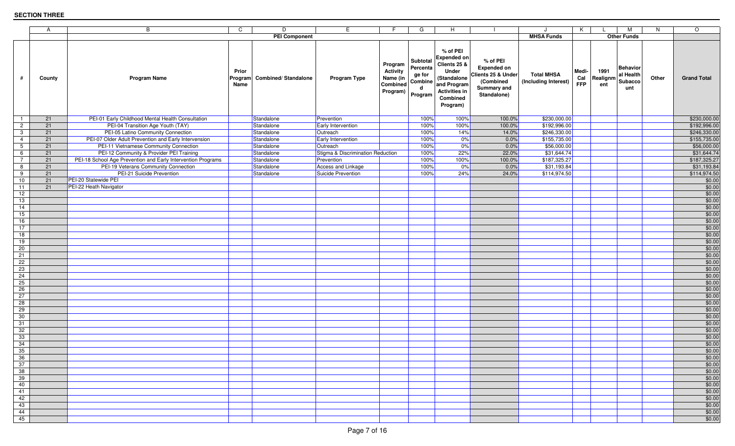**SECTION THREE**

| | A | B | C | D | E | F | G | H | I | J | K | L | M | N | O |
|---|---|---|---|---|---|---|---|---|---|---|---|---|---|---|---|
| | | PEI Component | | | | | | | | MHSA Funds | Other Funds | | | | |
| # | County | Program Name | Prior Program Name | Combined/ Standalone | Program Type | Program Activity Name (in Combined Program) | Subtotal Percentage for Combined Program | % of PEI Expended on Clients 25 & Under (Standalone and Program Activities in Combined Program) | % of PEI Expended on Clients 25 & Under (Combined Summary and Standalone) | Total MHSA (Including Interest) | Medi-Cal FFP | 1991 Realignment | Behavioral Health Subaccount | Other | Grand Total |
| 1 | 21 | PEI-01 Early Childhood Mental Health Consultation | | Standalone | Prevention | | 100% | 100% | 100.0% | $230,000.00 | | | | | $230,000.00 |
| 2 | 21 | PEI-04 Transition Age Youth (TAY) | | Standalone | Early Intervention | | 100% | 100% | 100.0% | $192,996.00 | | | | | $192,996.00 |
| 3 | 21 | PEI-05 Latino Community Connection | | Standalone | Outreach | | 100% | 14% | 14.0% | $246,330.00 | | | | | $246,330.00 |
| 4 | 21 | PEI-07 Older Adult Prevention and Early Intervension | | Standalone | Early Intervention | | 100% | 0% | 0.0% | $155,735.00 | | | | | $155,735.00 |
| 5 | 21 | PEI-11 Vietnamese Community Connection | | Standalone | Outreach | | 100% | 0% | 0.0% | $56,000.00 | | | | | $56,000.00 |
| 6 | 21 | PEI-12 Community & Provider PEI Training | | Standalone | Stigma & Discrimination Reduction | | 100% | 22% | 22.0% | $31,644.74 | | | | | $31,644.74 |
| 7 | 21 | PEI-18 School Age Prevention and Early Intervention Programs | | Standalone | Prevention | | 100% | 100% | 100.0% | $187,325.27 | | | | | $187,325.27 |
| 8 | 21 | PEI-19 Veterans Community Connection | | Standalone | Access and Linkage | | 100% | 0% | 0.0% | $31,193.84 | | | | | $31,193.84 |
| 9 | 21 | PEI-21 Suicide Prevention | | Standalone | Suicide Prevention | | 100% | 24% | 24.0% | $114,974.50 | | | | | $114,974.50 |
| 10 | 21 | PEI-20 Statewide PEI | | | | | | | | | | | | | $0.00 |
| 11 | 21 | PEI-22 Heath Navigator | | | | | | | | | | | | | $0.00 |
| 12 | | | | | | | | | | | | | | | $0.00 |
| 13 | | | | | | | | | | | | | | | $0.00 |
| 14 | | | | | | | | | | | | | | | $0.00 |
| 15 | | | | | | | | | | | | | | | $0.00 |
| 16 | | | | | | | | | | | | | | | $0.00 |
| 17 | | | | | | | | | | | | | | | $0.00 |
| 18 | | | | | | | | | | | | | | | $0.00 |
| 19 | | | | | | | | | | | | | | | $0.00 |
| 20 | | | | | | | | | | | | | | | $0.00 |
| 21 | | | | | | | | | | | | | | | $0.00 |
| 22 | | | | | | | | | | | | | | | $0.00 |
| 23 | | | | | | | | | | | | | | | $0.00 |
| 24 | | | | | | | | | | | | | | | $0.00 |
| 25 | | | | | | | | | | | | | | | $0.00 |
| 26 | | | | | | | | | | | | | | | $0.00 |
| 27 | | | | | | | | | | | | | | | $0.00 |
| 28 | | | | | | | | | | | | | | | $0.00 |
| 29 | | | | | | | | | | | | | | | $0.00 |
| 30 | | | | | | | | | | | | | | | $0.00 |
| 31 | | | | | | | | | | | | | | | $0.00 |
| 32 | | | | | | | | | | | | | | | $0.00 |
| 33 | | | | | | | | | | | | | | | $0.00 |
| 34 | | | | | | | | | | | | | | | $0.00 |
| 35 | | | | | | | | | | | | | | | $0.00 |
| 36 | | | | | | | | | | | | | | | $0.00 |
| 37 | | | | | | | | | | | | | | | $0.00 |
| 38 | | | | | | | | | | | | | | | $0.00 |
| 39 | | | | | | | | | | | | | | | $0.00 |
| 40 | | | | | | | | | | | | | | | $0.00 |
| 41 | | | | | | | | | | | | | | | $0.00 |
| 42 | | | | | | | | | | | | | | | $0.00 |
| 43 | | | | | | | | | | | | | | | $0.00 |
| 44 | | | | | | | | | | | | | | | $0.00 |
| 45 | | | | | | | | | | | | | | | $0.00 |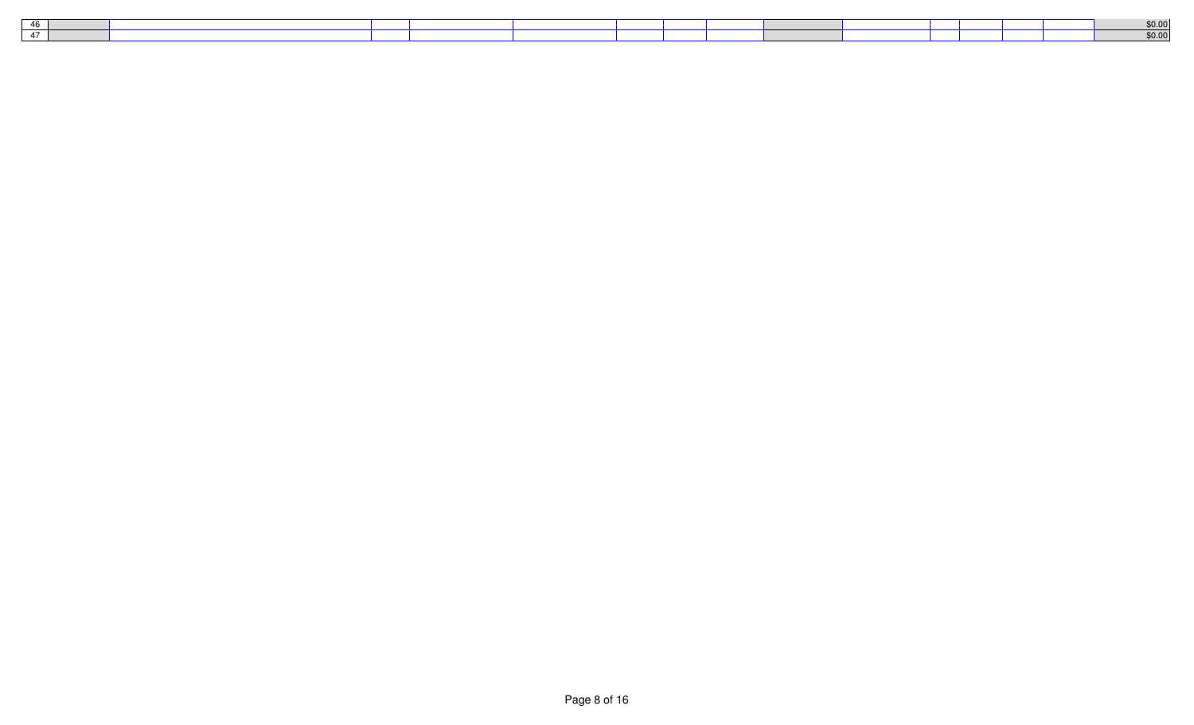| | | | | | | | | | | | | | | | |
|---|---|---|---|---|---|---|---|---|---|---|---|---|---|---|---|
| 46 | | | | | | | | | | | | | | | $0.00 |
| 47 | | | | | | | | | | | | | | | $0.00 |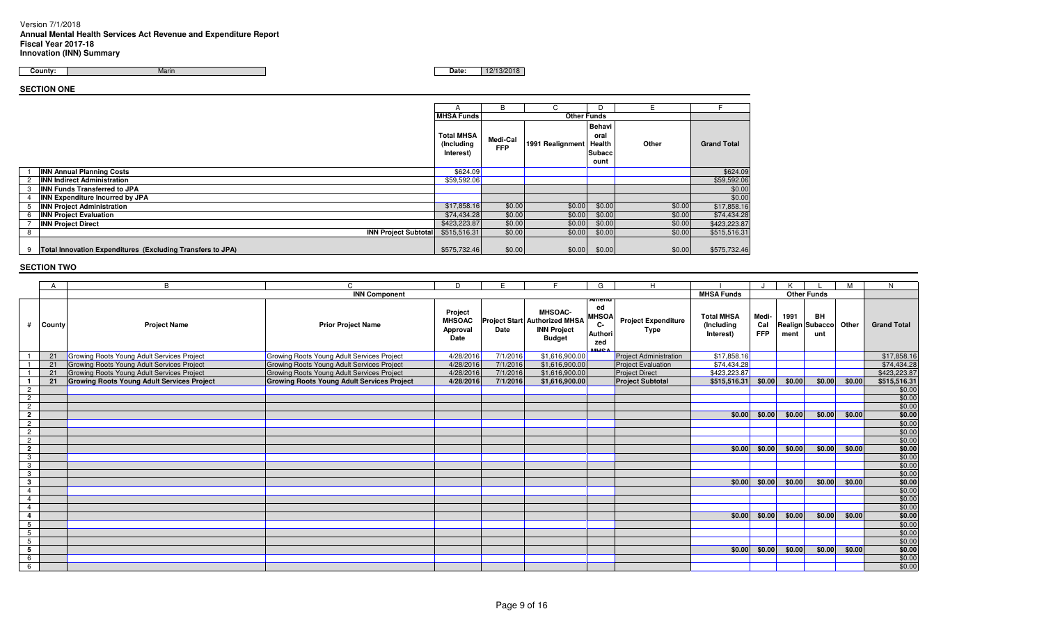Version 7/1/2018
**Annual Mental Health Services Act Revenue and Expenditure Report**
**Fiscal Year 2017-18**
**Innovation (INN) Summary**

**County:** Marin **Date:** 12/13/2018

## SECTION ONE

| | | A | B | C | D | E | F |
|---|---|---|---|---|---|---|---|
| | | MHSA Funds | Other Funds | | | | |
| | | Total MHSA (Including Interest) | Medi-Cal FFP | 1991 Realignment | Behavioral Health Subaccount | Other | Grand Total |
| 1 | INN Annual Planning Costs | $624.09 | | | | | $624.09 |
| 2 | INN Indirect Administration | $59,592.06 | | | | | $59,592.06 |
| 3 | INN Funds Transferred to JPA | | | | | | $0.00 |
| 4 | INN Expenditure Incurred by JPA | | | | | | $0.00 |
| 5 | INN Project Administration | $17,858.16 | $0.00 | $0.00 | $0.00 | $0.00 | $17,858.16 |
| 6 | INN Project Evaluation | $74,434.28 | $0.00 | $0.00 | $0.00 | $0.00 | $74,434.28 |
| 7 | INN Project Direct | $423,223.87 | $0.00 | $0.00 | $0.00 | $0.00 | $423,223.87 |
| 8 | INN Project Subtotal | $515,516.31 | $0.00 | $0.00 | $0.00 | $0.00 | $515,516.31 |
| 9 | Total Innovation Expenditures (Excluding Transfers to JPA) | $575,732.46 | $0.00 | $0.00 | $0.00 | $0.00 | $575,732.46 |

## SECTION TWO

| | A | B | C | D | E | F | G | H | I | J | K | L | M | N |
|---|---|---|---|---|---|---|---|---|---|---|---|---|---|---|
| | INN Component | | | | | | | | MHSA Funds | Other Funds | | | | |
| # | County | Project Name | Prior Project Name | Project MHSOAC Approval Date | Project Start Date | MHSOAC-Authorized MHSA INN Project Budget | Amended MHSOAC-Authorized MHSA | Project Expenditure Type | Total MHSA (Including Interest) | Medi-Cal FFP | 1991 Realignment | BH Subaccount | Other | Grand Total |
| 1 | 21 | Growing Roots Young Adult Services Project | Growing Roots Young Adult Services Project | 4/28/2016 | 7/1/2016 | $1,616,900.00 | | Project Administration | $17,858.16 | | | | | $17,858.16 |
| 1 | 21 | Growing Roots Young Adult Services Project | Growing Roots Young Adult Services Project | 4/28/2016 | 7/1/2016 | $1,616,900.00 | | Project Evaluation | $74,434.28 | | | | | $74,434.28 |
| 1 | 21 | Growing Roots Young Adult Services Project | Growing Roots Young Adult Services Project | 4/28/2016 | 7/1/2016 | $1,616,900.00 | | Project Direct | $423,223.87 | | | | | $423,223.87 |
| **1** | **21** | **Growing Roots Young Adult Services Project** | **Growing Roots Young Adult Services Project** | **4/28/2016** | **7/1/2016** | **$1,616,900.00** | | **Project Subtotal** | **$515,516.31** | **$0.00** | **$0.00** | **$0.00** | **$0.00** | **$515,516.31** |
| 2 | | | | | | | | | | | | | | $0.00 |
| 2 | | | | | | | | | | | | | | $0.00 |
| 2 | | | | | | | | | | | | | | $0.00 |
| **2** | | | | | | | | | **$0.00** | **$0.00** | **$0.00** | **$0.00** | **$0.00** | **$0.00** |
| 2 | | | | | | | | | | | | | | $0.00 |
| 2 | | | | | | | | | | | | | | $0.00 |
| 2 | | | | | | | | | | | | | | $0.00 |
| **2** | | | | | | | | | **$0.00** | **$0.00** | **$0.00** | **$0.00** | **$0.00** | **$0.00** |
| 3 | | | | | | | | | | | | | | $0.00 |
| 3 | | | | | | | | | | | | | | $0.00 |
| 3 | | | | | | | | | | | | | | $0.00 |
| **3** | | | | | | | | | **$0.00** | **$0.00** | **$0.00** | **$0.00** | **$0.00** | **$0.00** |
| 4 | | | | | | | | | | | | | | $0.00 |
| 4 | | | | | | | | | | | | | | $0.00 |
| 4 | | | | | | | | | | | | | | $0.00 |
| **4** | | | | | | | | | **$0.00** | **$0.00** | **$0.00** | **$0.00** | **$0.00** | **$0.00** |
| 5 | | | | | | | | | | | | | | $0.00 |
| 5 | | | | | | | | | | | | | | $0.00 |
| 5 | | | | | | | | | | | | | | $0.00 |
| **5** | | | | | | | | | **$0.00** | **$0.00** | **$0.00** | **$0.00** | **$0.00** | **$0.00** |
| 6 | | | | | | | | | | | | | | $0.00 |
| 6 | | | | | | | | | | | | | | $0.00 |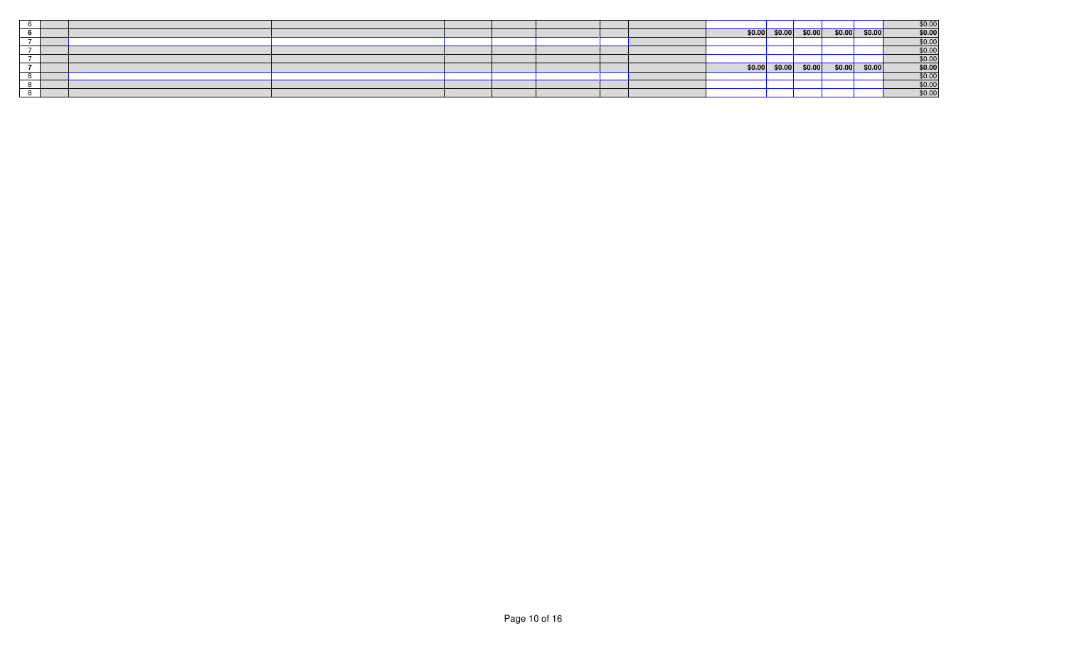| | | | | | | | | | | | | | | |
|---|---|---|---|---|---|---|---|---|---|---|---|---|---|---|
| 6 | | | | | | | | | | | | | | $0.00 |
| **6** | | | | | | | | | **$0.00** | **$0.00** | **$0.00** | **$0.00** | **$0.00** | **$0.00** |
| 7 | | | | | | | | | | | | | | $0.00 |
| 7 | | | | | | | | | | | | | | $0.00 |
| 7 | | | | | | | | | | | | | | $0.00 |
| **7** | | | | | | | | | **$0.00** | **$0.00** | **$0.00** | **$0.00** | **$0.00** | **$0.00** |
| 8 | | | | | | | | | | | | | | $0.00 |
| 8 | | | | | | | | | | | | | | $0.00 |
| 8 | | | | | | | | | | | | | | $0.00 |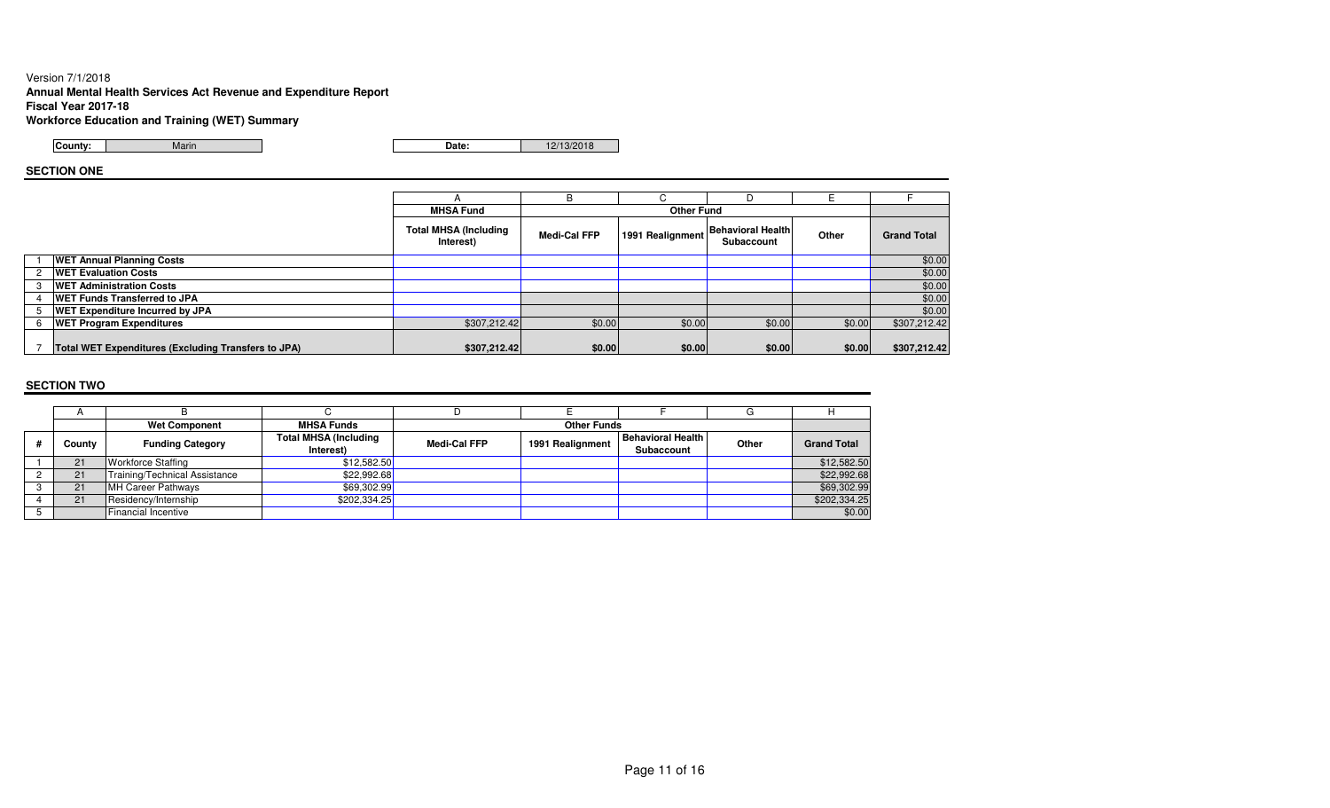Version 7/1/2018

**Annual Mental Health Services Act Revenue and Expenditure Report**

**Fiscal Year 2017-18**

**Workforce Education and Training (WET) Summary**

| **County:** | Marin | **Date:** | 12/13/2018 |
|---|---|---|---|

**SECTION ONE**

| | | A | B | C | D | E | F |
|---|---|---|---|---|---|---|---|
| | | **MHSA Fund** | **Other Fund** | | | | |
| | | **Total MHSA (Including Interest)** | **Medi-Cal FFP** | **1991 Realignment** | **Behavioral Health Subaccount** | **Other** | **Grand Total** |
| 1 | **WET Annual Planning Costs** | | | | | | $0.00 |
| 2 | **WET Evaluation Costs** | | | | | | $0.00 |
| 3 | **WET Administration Costs** | | | | | | $0.00 |
| 4 | **WET Funds Transferred to JPA** | | | | | | $0.00 |
| 5 | **WET Expenditure Incurred by JPA** | | | | | | $0.00 |
| 6 | **WET Program Expenditures** | $307,212.42 | $0.00 | $0.00 | $0.00 | $0.00 | $307,212.42 |
| 7 | **Total WET Expenditures (Excluding Transfers to JPA)** | **$307,212.42** | **$0.00** | **$0.00** | **$0.00** | **$0.00** | **$307,212.42** |

**SECTION TWO**

| | A | B | C | D | E | F | G | H |
|---|---|---|---|---|---|---|---|---|
| | | **Wet Component** | **MHSA Funds** | **Other Funds** | | | | |
| **#** | **County** | **Funding Category** | **Total MHSA (Including Interest)** | **Medi-Cal FFP** | **1991 Realignment** | **Behavioral Health Subaccount** | **Other** | **Grand Total** |
| 1 | 21 | Workforce Staffing | $12,582.50 | | | | | $12,582.50 |
| 2 | 21 | Training/Technical Assistance | $22,992.68 | | | | | $22,992.68 |
| 3 | 21 | MH Career Pathways | $69,302.99 | | | | | $69,302.99 |
| 4 | 21 | Residency/Internship | $202,334.25 | | | | | $202,334.25 |
| 5 | | Financial Incentive | | | | | | $0.00 |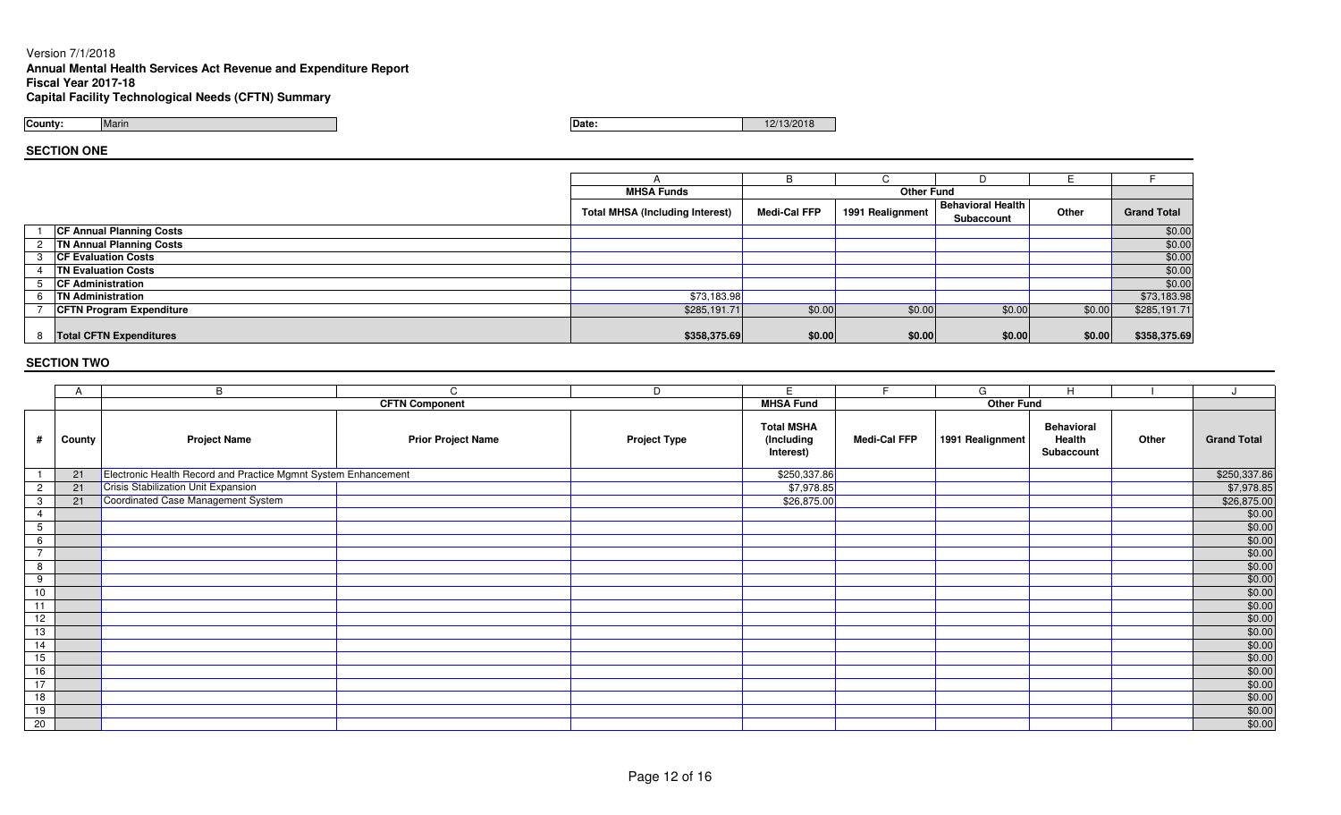Version 7/1/2018

**Annual Mental Health Services Act Revenue and Expenditure Report**
**Fiscal Year 2017-18**
**Capital Facility Technological Needs (CFTN) Summary**

**County:** Marin

**Date:** 12/13/2018

## SECTION ONE

| | | A | B | C | D | E | F |
|---|---|---|---|---|---|---|---|
| | | **MHSA Funds** | **Other Fund** | | | | |
| | | **Total MHSA (Including Interest)** | **Medi-Cal FFP** | **1991 Realignment** | **Behavioral Health Subaccount** | **Other** | **Grand Total** |
| 1 | **CF Annual Planning Costs** | | | | | | $0.00 |
| 2 | **TN Annual Planning Costs** | | | | | | $0.00 |
| 3 | **CF Evaluation Costs** | | | | | | $0.00 |
| 4 | **TN Evaluation Costs** | | | | | | $0.00 |
| 5 | **CF Administration** | | | | | | $0.00 |
| 6 | **TN Administration** | $73,183.98 | | | | | $73,183.98 |
| 7 | **CFTN Program Expenditure** | $285,191.71 | $0.00 | $0.00 | $0.00 | $0.00 | $285,191.71 |
| 8 | **Total CFTN Expenditures** | **$358,375.69** | **$0.00** | **$0.00** | **$0.00** | **$0.00** | **$358,375.69** |

## SECTION TWO

| | A | B | C | D | E | F | G | H | I | J |
|---|---|---|---|---|---|---|---|---|---|---|
| | | **CFTN Component** | | | **MHSA Fund** | **Other Fund** | | | | |
| **#** | **County** | **Project Name** | **Prior Project Name** | **Project Type** | **Total MSHA (Including Interest)** | **Medi-Cal FFP** | **1991 Realignment** | **Behavioral Health Subaccount** | **Other** | **Grand Total** |
| 1 | 21 | Electronic Health Record and Practice Mgmt System Enhancement | | | $250,337.86 | | | | | $250,337.86 |
| 2 | 21 | Crisis Stabilization Unit Expansion | | | $7,978.85 | | | | | $7,978.85 |
| 3 | 21 | Coordinated Case Management System | | | $26,875.00 | | | | | $26,875.00 |
| 4 | | | | | | | | | | $0.00 |
| 5 | | | | | | | | | | $0.00 |
| 6 | | | | | | | | | | $0.00 |
| 7 | | | | | | | | | | $0.00 |
| 8 | | | | | | | | | | $0.00 |
| 9 | | | | | | | | | | $0.00 |
| 10 | | | | | | | | | | $0.00 |
| 11 | | | | | | | | | | $0.00 |
| 12 | | | | | | | | | | $0.00 |
| 13 | | | | | | | | | | $0.00 |
| 14 | | | | | | | | | | $0.00 |
| 15 | | | | | | | | | | $0.00 |
| 16 | | | | | | | | | | $0.00 |
| 17 | | | | | | | | | | $0.00 |
| 18 | | | | | | | | | | $0.00 |
| 19 | | | | | | | | | | $0.00 |
| 20 | | | | | | | | | | $0.00 |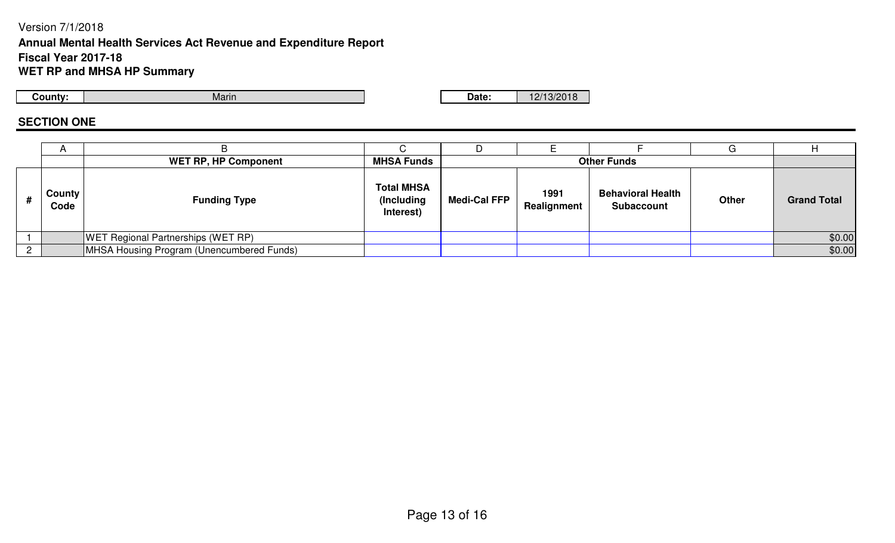Version 7/1/2018

**Annual Mental Health Services Act Revenue and Expenditure Report**
**Fiscal Year 2017-18**
**WET RP and MHSA HP Summary**

| County: | Marin | Date: | 12/13/2018 |
|---|---|---|---|

## SECTION ONE

| | A | B | C | D | E | F | G | H |
|---|---|---|---|---|---|---|---|---|
| | | **WET RP, HP Component** | **MHSA Funds** | **Other Funds** | | | | |
| **#** | **County Code** | **Funding Type** | **Total MHSA (Including Interest)** | **Medi-Cal FFP** | **1991 Realignment** | **Behavioral Health Subaccount** | **Other** | **Grand Total** |
| 1 | | WET Regional Partnerships (WET RP) | | | | | | $0.00 |
| 2 | | MHSA Housing Program (Unencumbered Funds) | | | | | | $0.00 |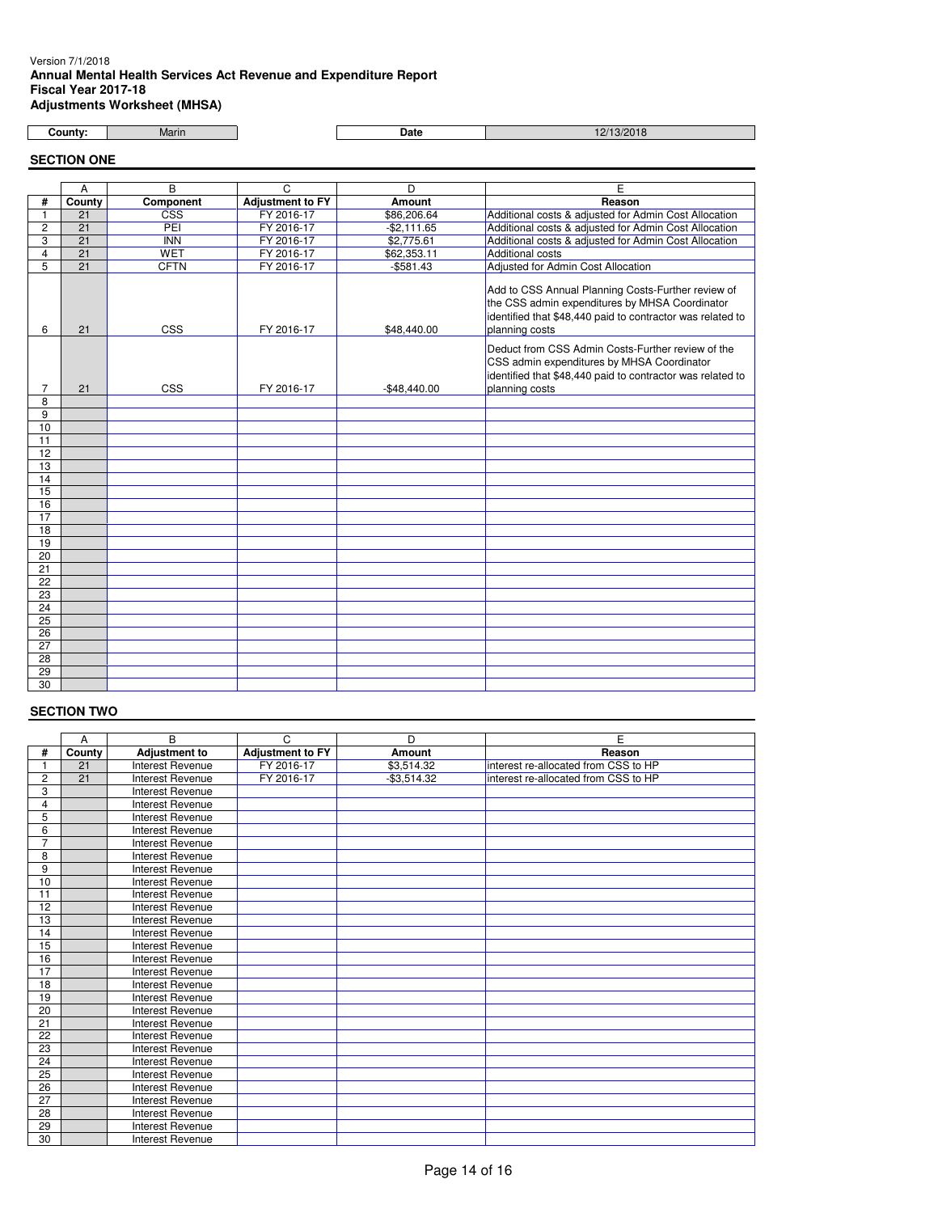Version 7/1/2018

**Annual Mental Health Services Act Revenue and Expenditure Report**
**Fiscal Year 2017-18**
**Adjustments Worksheet (MHSA)**

| County: | Marin | Date | 12/13/2018 |
|---|---|---|---|

## SECTION ONE

| | A | B | C | D | E |
|---|---|---|---|---|---|
| # | County | Component | Adjustment to FY | Amount | Reason |
| 1 | 21 | CSS | FY 2016-17 | $86,206.64 | Additional costs & adjusted for Admin Cost Allocation |
| 2 | 21 | PEI | FY 2016-17 | -$2,111.65 | Additional costs & adjusted for Admin Cost Allocation |
| 3 | 21 | INN | FY 2016-17 | $2,775.61 | Additional costs & adjusted for Admin Cost Allocation |
| 4 | 21 | WET | FY 2016-17 | $62,353.11 | Additional costs |
| 5 | 21 | CFTN | FY 2016-17 | -$581.43 | Adjusted for Admin Cost Allocation |
| 6 | 21 | CSS | FY 2016-17 | $48,440.00 | Add to CSS Annual Planning Costs-Further review of the CSS admin expenditures by MHSA Coordinator identified that $48,440 paid to contractor was related to planning costs |
| 7 | 21 | CSS | FY 2016-17 | -$48,440.00 | Deduct from CSS Admin Costs-Further review of the CSS admin expenditures by MHSA Coordinator identified that $48,440 paid to contractor was related to planning costs |
| 8 | | | | | |
| 9 | | | | | |
| 10 | | | | | |
| 11 | | | | | |
| 12 | | | | | |
| 13 | | | | | |
| 14 | | | | | |
| 15 | | | | | |
| 16 | | | | | |
| 17 | | | | | |
| 18 | | | | | |
| 19 | | | | | |
| 20 | | | | | |
| 21 | | | | | |
| 22 | | | | | |
| 23 | | | | | |
| 24 | | | | | |
| 25 | | | | | |
| 26 | | | | | |
| 27 | | | | | |
| 28 | | | | | |
| 29 | | | | | |
| 30 | | | | | |

## SECTION TWO

| | A | B | C | D | E |
|---|---|---|---|---|---|
| # | County | Adjustment to | Adjustment to FY | Amount | Reason |
| 1 | 21 | Interest Revenue | FY 2016-17 | $3,514.32 | interest re-allocated from CSS to HP |
| 2 | 21 | Interest Revenue | FY 2016-17 | -$3,514.32 | interest re-allocated from CSS to HP |
| 3 | | Interest Revenue | | | |
| 4 | | Interest Revenue | | | |
| 5 | | Interest Revenue | | | |
| 6 | | Interest Revenue | | | |
| 7 | | Interest Revenue | | | |
| 8 | | Interest Revenue | | | |
| 9 | | Interest Revenue | | | |
| 10 | | Interest Revenue | | | |
| 11 | | Interest Revenue | | | |
| 12 | | Interest Revenue | | | |
| 13 | | Interest Revenue | | | |
| 14 | | Interest Revenue | | | |
| 15 | | Interest Revenue | | | |
| 16 | | Interest Revenue | | | |
| 17 | | Interest Revenue | | | |
| 18 | | Interest Revenue | | | |
| 19 | | Interest Revenue | | | |
| 20 | | Interest Revenue | | | |
| 21 | | Interest Revenue | | | |
| 22 | | Interest Revenue | | | |
| 23 | | Interest Revenue | | | |
| 24 | | Interest Revenue | | | |
| 25 | | Interest Revenue | | | |
| 26 | | Interest Revenue | | | |
| 27 | | Interest Revenue | | | |
| 28 | | Interest Revenue | | | |
| 29 | | Interest Revenue | | | |
| 30 | | Interest Revenue | | | |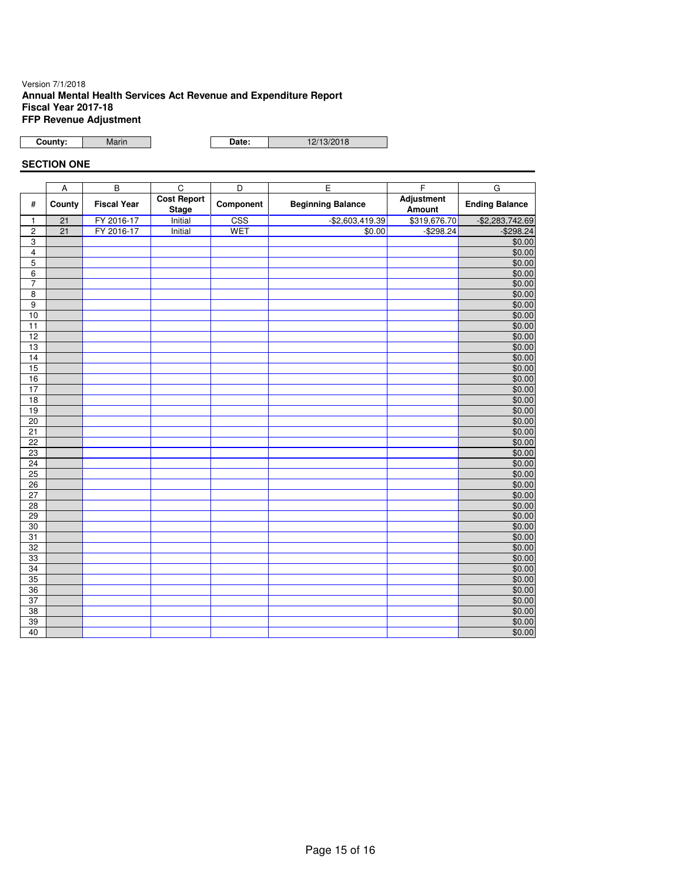Version 7/1/2018

**Annual Mental Health Services Act Revenue and Expenditure Report**
**Fiscal Year 2017-18**
**FFP Revenue Adjustment**

| County: | Marin | Date: | 12/13/2018 |
|---|---|---|---|

## SECTION ONE

| | A | B | C | D | E | F | G |
|---|---|---|---|---|---|---|---|
| # | County | Fiscal Year | Cost Report Stage | Component | Beginning Balance | Adjustment Amount | Ending Balance |
| 1 | 21 | FY 2016-17 | Initial | CSS | -$2,603,419.39 | $319,676.70 | -$2,283,742.69 |
| 2 | 21 | FY 2016-17 | Initial | WET | $0.00 | -$298.24 | -$298.24 |
| 3 | | | | | | | $0.00 |
| 4 | | | | | | | $0.00 |
| 5 | | | | | | | $0.00 |
| 6 | | | | | | | $0.00 |
| 7 | | | | | | | $0.00 |
| 8 | | | | | | | $0.00 |
| 9 | | | | | | | $0.00 |
| 10 | | | | | | | $0.00 |
| 11 | | | | | | | $0.00 |
| 12 | | | | | | | $0.00 |
| 13 | | | | | | | $0.00 |
| 14 | | | | | | | $0.00 |
| 15 | | | | | | | $0.00 |
| 16 | | | | | | | $0.00 |
| 17 | | | | | | | $0.00 |
| 18 | | | | | | | $0.00 |
| 19 | | | | | | | $0.00 |
| 20 | | | | | | | $0.00 |
| 21 | | | | | | | $0.00 |
| 22 | | | | | | | $0.00 |
| 23 | | | | | | | $0.00 |
| 24 | | | | | | | $0.00 |
| 25 | | | | | | | $0.00 |
| 26 | | | | | | | $0.00 |
| 27 | | | | | | | $0.00 |
| 28 | | | | | | | $0.00 |
| 29 | | | | | | | $0.00 |
| 30 | | | | | | | $0.00 |
| 31 | | | | | | | $0.00 |
| 32 | | | | | | | $0.00 |
| 33 | | | | | | | $0.00 |
| 34 | | | | | | | $0.00 |
| 35 | | | | | | | $0.00 |
| 36 | | | | | | | $0.00 |
| 37 | | | | | | | $0.00 |
| 38 | | | | | | | $0.00 |
| 39 | | | | | | | $0.00 |
| 40 | | | | | | | $0.00 |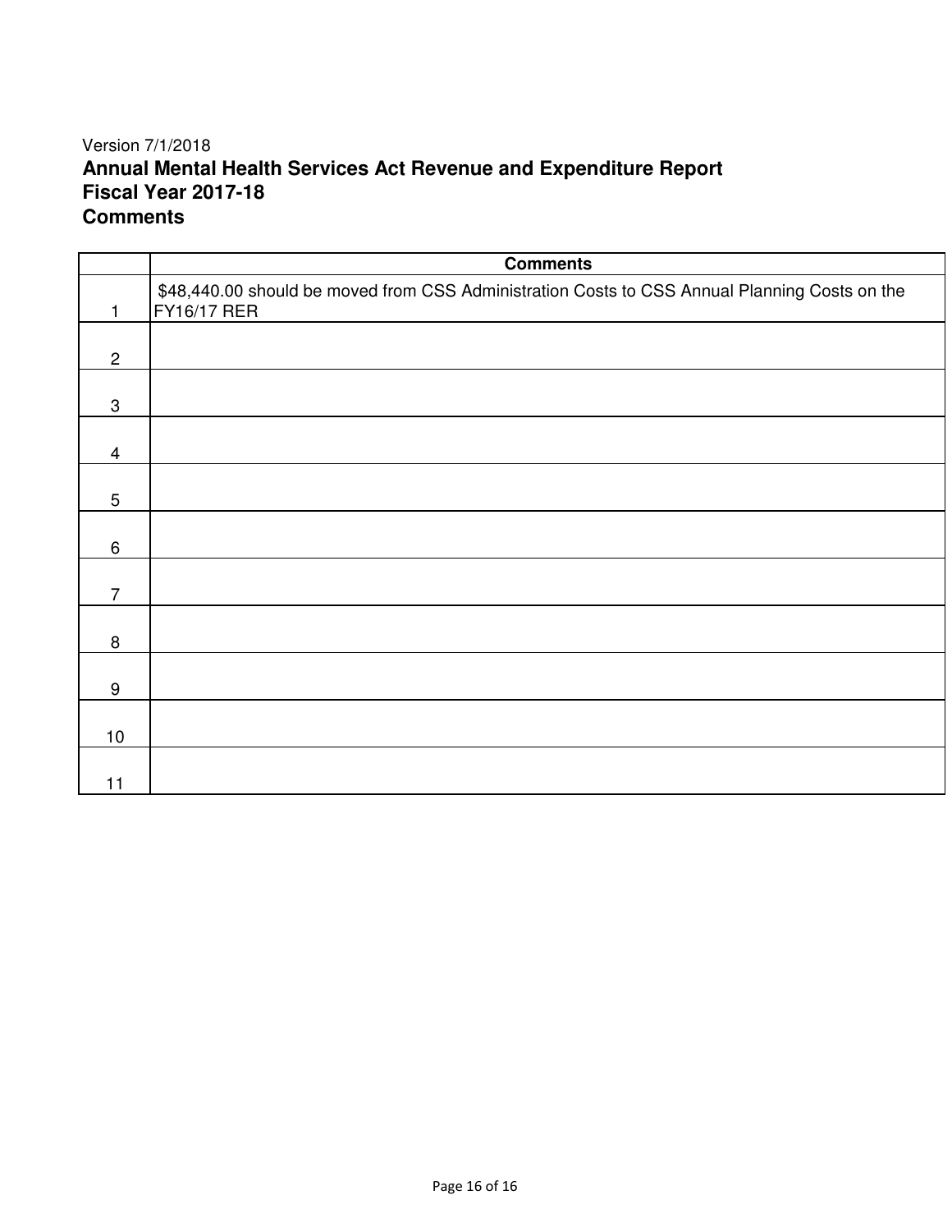Version 7/1/2018

# Annual Mental Health Services Act Revenue and Expenditure Report
## Fiscal Year 2017-18
## Comments

| | Comments |
|---|---|
| 1 | $48,440.00 should be moved from CSS Administration Costs to CSS Annual Planning Costs on the FY16/17 RER |
| 2 | |
| 3 | |
| 4 | |
| 5 | |
| 6 | |
| 7 | |
| 8 | |
| 9 | |
| 10 | |
| 11 | |